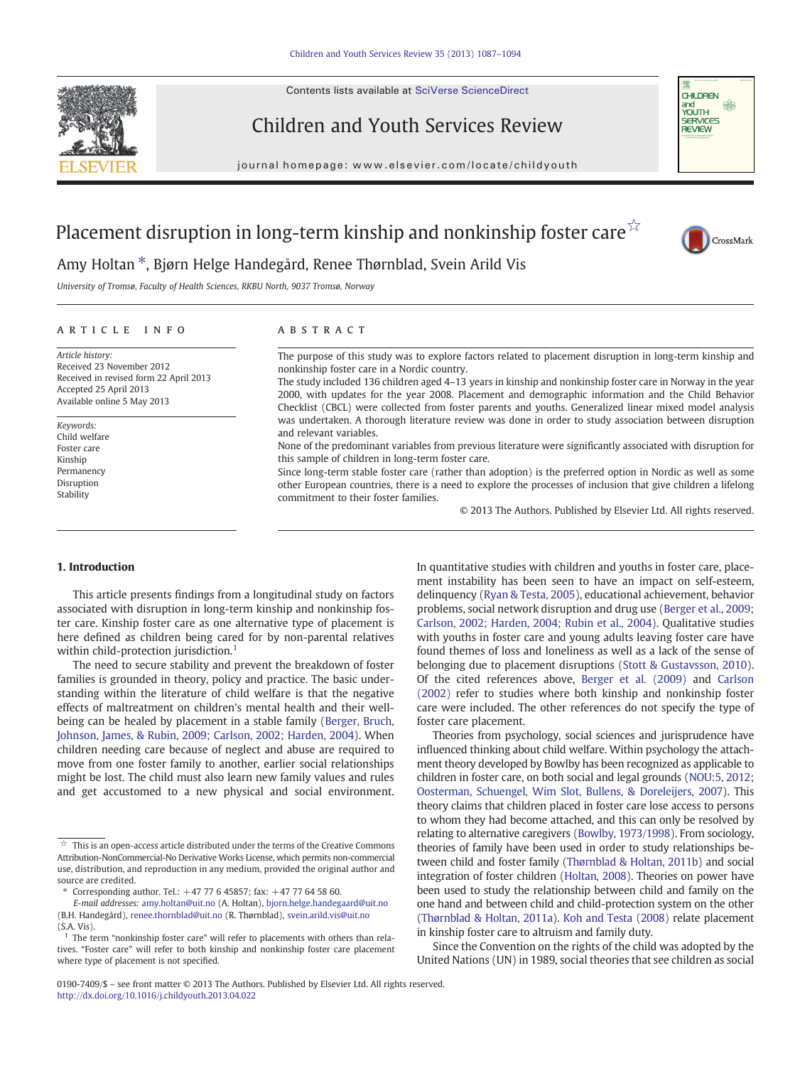Contents lists available at SciVerse ScienceDirect

Children and Youth Services Review

journal homepage: www.elsevier.com/locate/childyouth

# Placement disruption in long-term kinship and nonkinship foster care ☆

Amy Holtan *, Bjørn Helge Handegård, Renee Thørnblad, Svein Arild Vis

University of Tromsø, Faculty of Health Sciences, RKBU North, 9037 Tromsø, Norway

## ARTICLE INFO

*Article history:*
Received 23 November 2012
Received in revised form 22 April 2013
Accepted 25 April 2013
Available online 5 May 2013

*Keywords:*
Child welfare
Foster care
Kinship
Permanency
Disruption
Stability

## ABSTRACT

The purpose of this study was to explore factors related to placement disruption in long-term kinship and nonkinship foster care in a Nordic country.

The study included 136 children aged 4–13 years in kinship and nonkinship foster care in Norway in the year 2000, with updates for the year 2008. Placement and demographic information and the Child Behavior Checklist (CBCL) were collected from foster parents and youths. Generalized linear mixed model analysis was undertaken. A thorough literature review was done in order to study association between disruption and relevant variables.

None of the predominant variables from previous literature were significantly associated with disruption for this sample of children in long-term foster care.

Since long-term stable foster care (rather than adoption) is the preferred option in Nordic as well as some other European countries, there is a need to explore the processes of inclusion that give children a lifelong commitment to their foster families.

© 2013 The Authors. Published by Elsevier Ltd. All rights reserved.

## 1. Introduction

This article presents findings from a longitudinal study on factors associated with disruption in long-term kinship and nonkinship foster care. Kinship foster care is one alternative type of placement is here defined as children being cared for by non-parental relatives within child-protection jurisdiction.[1]

The need to secure stability and prevent the breakdown of foster families is grounded in theory, policy and practice. The basic understanding within the literature of child welfare is that the negative effects of maltreatment on children's mental health and their well-being can be healed by placement in a stable family (Berger, Bruch, Johnson, James, & Rubin, 2009; Carlson, 2002; Harden, 2004). When children needing care because of neglect and abuse are required to move from one foster family to another, earlier social relationships might be lost. The child must also learn new family values and rules and get accustomed to a new physical and social environment.

In quantitative studies with children and youths in foster care, placement instability has been seen to have an impact on self-esteem, delinquency (Ryan & Testa, 2005), educational achievement, behavior problems, social network disruption and drug use (Berger et al., 2009; Carlson, 2002; Harden, 2004; Rubin et al., 2004). Qualitative studies with youths in foster care and young adults leaving foster care have found themes of loss and loneliness as well as a lack of the sense of belonging due to placement disruptions (Stott & Gustavsson, 2010). Of the cited references above, Berger et al. (2009) and Carlson (2002) refer to studies where both kinship and nonkinship foster care were included. The other references do not specify the type of foster care placement.

Theories from psychology, social sciences and jurisprudence have influenced thinking about child welfare. Within psychology the attachment theory developed by Bowlby has been recognized as applicable to children in foster care, on both social and legal grounds (NOU:5, 2012; Oosterman, Schuengel, Wim Slot, Bullens, & Doreleijers, 2007). This theory claims that children placed in foster care lose access to persons to whom they had become attached, and this can only be resolved by relating to alternative caregivers (Bowlby, 1973/1998). From sociology, theories of family have been used in order to study relationships between child and foster family (Thørnblad & Holtan, 2011b) and social integration of foster children (Holtan, 2008). Theories on power have been used to study the relationship between child and family on the one hand and between child and child-protection system on the other (Thørnblad & Holtan, 2011a). Koh and Testa (2008) relate placement in kinship foster care to altruism and family duty.

Since the Convention on the rights of the child was adopted by the United Nations (UN) in 1989, social theories that see children as social

☆ This is an open-access article distributed under the terms of the Creative Commons Attribution-NonCommercial-No Derivative Works License, which permits non-commercial use, distribution, and reproduction in any medium, provided the original author and source are credited.

* Corresponding author. Tel.: +47 77 6 45857; fax: +47 77 64 58 60.
*E-mail addresses:* amy.holtan@uit.no (A. Holtan), bjorn.helge.handegaard@uit.no (B.H. Handegård), renee.thornblad@uit.no (R. Thørnblad), svein.arild.vis@uit.no (S.A. Vis).

[1] The term "nonkinship foster care" will refer to placements with others than relatives. "Foster care" will refer to both kinship and nonkinship foster care placement where type of placement is not specified.

0190-7409/$ – see front matter © 2013 The Authors. Published by Elsevier Ltd. All rights reserved.
http://dx.doi.org/10.1016/j.childyouth.2013.04.022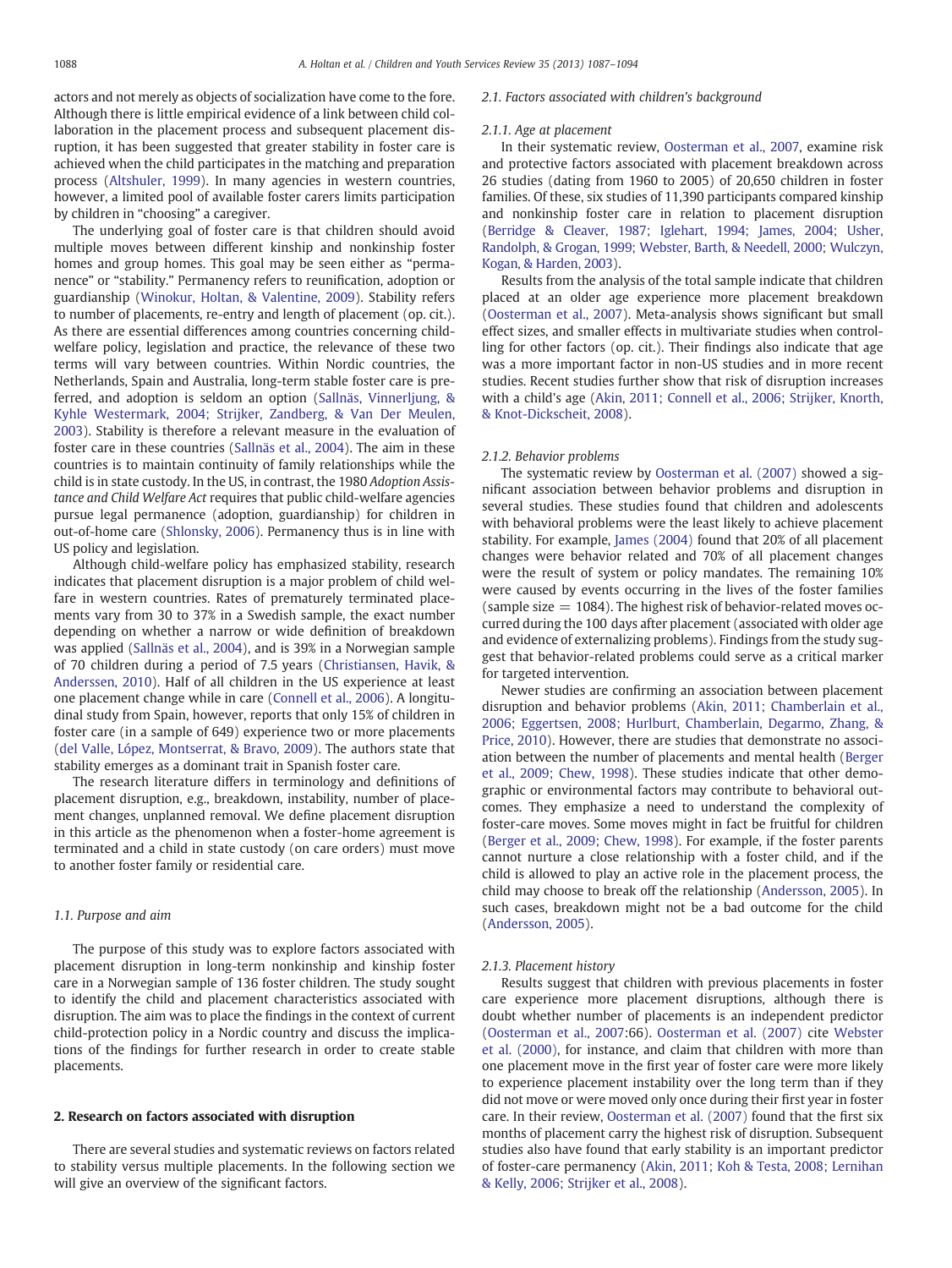actors and not merely as objects of socialization have come to the fore. Although there is little empirical evidence of a link between child collaboration in the placement process and subsequent placement disruption, it has been suggested that greater stability in foster care is achieved when the child participates in the matching and preparation process (Altshuler, 1999). In many agencies in western countries, however, a limited pool of available foster carers limits participation by children in "choosing" a caregiver.

The underlying goal of foster care is that children should avoid multiple moves between different kinship and nonkinship foster homes and group homes. This goal may be seen either as "permanence" or "stability." Permanency refers to reunification, adoption or guardianship (Winokur, Holtan, & Valentine, 2009). Stability refers to number of placements, re-entry and length of placement (op. cit.). As there are essential differences among countries concerning child-welfare policy, legislation and practice, the relevance of these two terms will vary between countries. Within Nordic countries, the Netherlands, Spain and Australia, long-term stable foster care is preferred, and adoption is seldom an option (Sallnäs, Vinnerljung, & Kyhle Westermark, 2004; Strijker, Zandberg, & Van Der Meulen, 2003). Stability is therefore a relevant measure in the evaluation of foster care in these countries (Sallnäs et al., 2004). The aim in these countries is to maintain continuity of family relationships while the child is in state custody. In the US, in contrast, the 1980 *Adoption Assistance and Child Welfare Act* requires that public child-welfare agencies pursue legal permanence (adoption, guardianship) for children in out-of-home care (Shlonsky, 2006). Permanency thus is in line with US policy and legislation.

Although child-welfare policy has emphasized stability, research indicates that placement disruption is a major problem of child welfare in western countries. Rates of prematurely terminated placements vary from 30 to 37% in a Swedish sample, the exact number depending on whether a narrow or wide definition of breakdown was applied (Sallnäs et al., 2004), and is 39% in a Norwegian sample of 70 children during a period of 7.5 years (Christiansen, Havik, & Anderssen, 2010). Half of all children in the US experience at least one placement change while in care (Connell et al., 2006). A longitudinal study from Spain, however, reports that only 15% of children in foster care (in a sample of 649) experience two or more placements (del Valle, López, Montserrat, & Bravo, 2009). The authors state that stability emerges as a dominant trait in Spanish foster care.

The research literature differs in terminology and definitions of placement disruption, e.g., breakdown, instability, number of placement changes, unplanned removal. We define placement disruption in this article as the phenomenon when a foster-home agreement is terminated and a child in state custody (on care orders) must move to another foster family or residential care.

### 1.1. Purpose and aim

The purpose of this study was to explore factors associated with placement disruption in long-term nonkinship and kinship foster care in a Norwegian sample of 136 foster children. The study sought to identify the child and placement characteristics associated with disruption. The aim was to place the findings in the context of current child-protection policy in a Nordic country and discuss the implications of the findings for further research in order to create stable placements.

## 2. Research on factors associated with disruption

There are several studies and systematic reviews on factors related to stability versus multiple placements. In the following section we will give an overview of the significant factors.

### 2.1. Factors associated with children's background

#### 2.1.1. Age at placement

In their systematic review, Oosterman et al., 2007, examine risk and protective factors associated with placement breakdown across 26 studies (dating from 1960 to 2005) of 20,650 children in foster families. Of these, six studies of 11,390 participants compared kinship and nonkinship foster care in relation to placement disruption (Berridge & Cleaver, 1987; Iglehart, 1994; James, 2004; Usher, Randolph, & Grogan, 1999; Webster, Barth, & Needell, 2000; Wulczyn, Kogan, & Harden, 2003).

Results from the analysis of the total sample indicate that children placed at an older age experience more placement breakdown (Oosterman et al., 2007). Meta-analysis shows significant but small effect sizes, and smaller effects in multivariate studies when controlling for other factors (op. cit.). Their findings also indicate that age was a more important factor in non-US studies and in more recent studies. Recent studies further show that risk of disruption increases with a child's age (Akin, 2011; Connell et al., 2006; Strijker, Knorth, & Knot-Dickscheit, 2008).

#### 2.1.2. Behavior problems

The systematic review by Oosterman et al. (2007) showed a significant association between behavior problems and disruption in several studies. These studies found that children and adolescents with behavioral problems were the least likely to achieve placement stability. For example, James (2004) found that 20% of all placement changes were behavior related and 70% of all placement changes were the result of system or policy mandates. The remaining 10% were caused by events occurring in the lives of the foster families (sample size = 1084). The highest risk of behavior-related moves occurred during the 100 days after placement (associated with older age and evidence of externalizing problems). Findings from the study suggest that behavior-related problems could serve as a critical marker for targeted intervention.

Newer studies are confirming an association between placement disruption and behavior problems (Akin, 2011; Chamberlain et al., 2006; Eggertsen, 2008; Hurlburt, Chamberlain, Degarmo, Zhang, & Price, 2010). However, there are studies that demonstrate no association between the number of placements and mental health (Berger et al., 2009; Chew, 1998). These studies indicate that other demographic or environmental factors may contribute to behavioral outcomes. They emphasize a need to understand the complexity of foster-care moves. Some moves might in fact be fruitful for children (Berger et al., 2009; Chew, 1998). For example, if the foster parents cannot nurture a close relationship with a foster child, and if the child is allowed to play an active role in the placement process, the child may choose to break off the relationship (Andersson, 2005). In such cases, breakdown might not be a bad outcome for the child (Andersson, 2005).

#### 2.1.3. Placement history

Results suggest that children with previous placements in foster care experience more placement disruptions, although there is doubt whether number of placements is an independent predictor (Oosterman et al., 2007:66). Oosterman et al. (2007) cite Webster et al. (2000), for instance, and claim that children with more than one placement move in the first year of foster care were more likely to experience placement instability over the long term than if they did not move or were moved only once during their first year in foster care. In their review, Oosterman et al. (2007) found that the first six months of placement carry the highest risk of disruption. Subsequent studies also have found that early stability is an important predictor of foster-care permanency (Akin, 2011; Koh & Testa, 2008; Lernihan & Kelly, 2006; Strijker et al., 2008).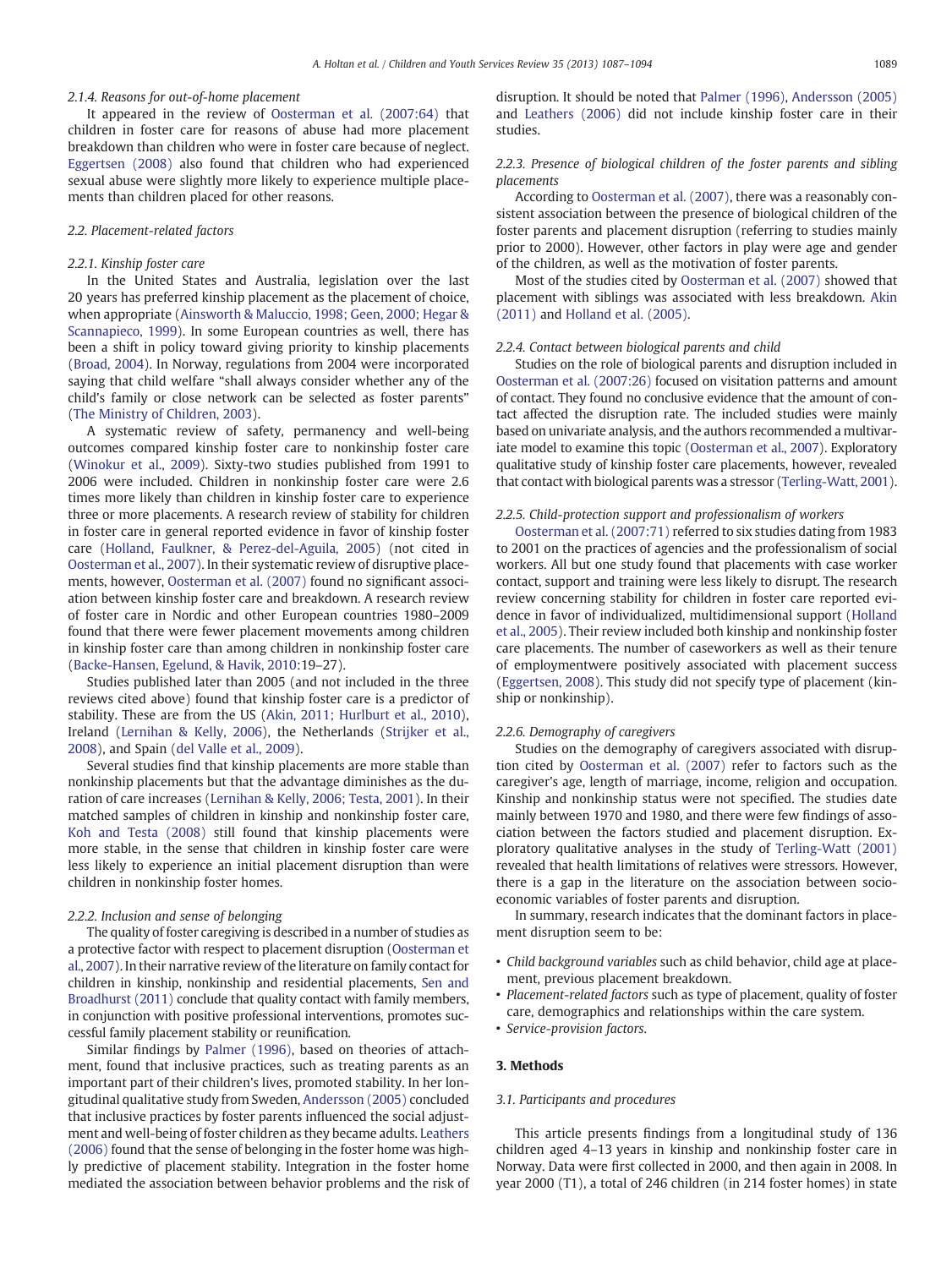#### 2.1.4. Reasons for out-of-home placement

It appeared in the review of Oosterman et al. (2007:64) that children in foster care for reasons of abuse had more placement breakdown than children who were in foster care because of neglect. Eggertsen (2008) also found that children who had experienced sexual abuse were slightly more likely to experience multiple placements than children placed for other reasons.

### 2.2. Placement-related factors

#### 2.2.1. Kinship foster care

In the United States and Australia, legislation over the last 20 years has preferred kinship placement as the placement of choice, when appropriate (Ainsworth & Maluccio, 1998; Geen, 2000; Hegar & Scannapieco, 1999). In some European countries as well, there has been a shift in policy toward giving priority to kinship placements (Broad, 2004). In Norway, regulations from 2004 were incorporated saying that child welfare "shall always consider whether any of the child's family or close network can be selected as foster parents" (The Ministry of Children, 2003).

A systematic review of safety, permanency and well-being outcomes compared kinship foster care to nonkinship foster care (Winokur et al., 2009). Sixty-two studies published from 1991 to 2006 were included. Children in nonkinship foster care were 2.6 times more likely than children in kinship foster care to experience three or more placements. A research review of stability for children in foster care in general reported evidence in favor of kinship foster care (Holland, Faulkner, & Perez-del-Aguila, 2005) (not cited in Oosterman et al., 2007). In their systematic review of disruptive placements, however, Oosterman et al. (2007) found no significant association between kinship foster care and breakdown. A research review of foster care in Nordic and other European countries 1980–2009 found that there were fewer placement movements among children in kinship foster care than among children in nonkinship foster care (Backe-Hansen, Egelund, & Havik, 2010:19–27).

Studies published later than 2005 (and not included in the three reviews cited above) found that kinship foster care is a predictor of stability. These are from the US (Akin, 2011; Hurlburt et al., 2010), Ireland (Lernihan & Kelly, 2006), the Netherlands (Strijker et al., 2008), and Spain (del Valle et al., 2009).

Several studies find that kinship placements are more stable than nonkinship placements but that the advantage diminishes as the duration of care increases (Lernihan & Kelly, 2006; Testa, 2001). In their matched samples of children in kinship and nonkinship foster care, Koh and Testa (2008) still found that kinship placements were more stable, in the sense that children in kinship foster care were less likely to experience an initial placement disruption than were children in nonkinship foster homes.

#### 2.2.2. Inclusion and sense of belonging

The quality of foster caregiving is described in a number of studies as a protective factor with respect to placement disruption (Oosterman et al., 2007). In their narrative review of the literature on family contact for children in kinship, nonkinship and residential placements, Sen and Broadhurst (2011) conclude that quality contact with family members, in conjunction with positive professional interventions, promotes successful family placement stability or reunification.

Similar findings by Palmer (1996), based on theories of attachment, found that inclusive practices, such as treating parents as an important part of their children's lives, promoted stability. In her longitudinal qualitative study from Sweden, Andersson (2005) concluded that inclusive practices by foster parents influenced the social adjustment and well-being of foster children as they became adults. Leathers (2006) found that the sense of belonging in the foster home was highly predictive of placement stability. Integration in the foster home mediated the association between behavior problems and the risk of disruption. It should be noted that Palmer (1996), Andersson (2005) and Leathers (2006) did not include kinship foster care in their studies.

#### 2.2.3. Presence of biological children of the foster parents and sibling placements

According to Oosterman et al. (2007), there was a reasonably consistent association between the presence of biological children of the foster parents and placement disruption (referring to studies mainly prior to 2000). However, other factors in play were age and gender of the children, as well as the motivation of foster parents.

Most of the studies cited by Oosterman et al. (2007) showed that placement with siblings was associated with less breakdown. Akin (2011) and Holland et al. (2005).

#### 2.2.4. Contact between biological parents and child

Studies on the role of biological parents and disruption included in Oosterman et al. (2007:26) focused on visitation patterns and amount of contact. They found no conclusive evidence that the amount of contact affected the disruption rate. The included studies were mainly based on univariate analysis, and the authors recommended a multivariate model to examine this topic (Oosterman et al., 2007). Exploratory qualitative study of kinship foster care placements, however, revealed that contact with biological parents was a stressor (Terling-Watt, 2001).

#### 2.2.5. Child-protection support and professionalism of workers

Oosterman et al. (2007:71) referred to six studies dating from 1983 to 2001 on the practices of agencies and the professionalism of social workers. All but one study found that placements with case worker contact, support and training were less likely to disrupt. The research review concerning stability for children in foster care reported evidence in favor of individualized, multidimensional support (Holland et al., 2005). Their review included both kinship and nonkinship foster care placements. The number of caseworkers as well as their tenure of employmentwere positively associated with placement success (Eggertsen, 2008). This study did not specify type of placement (kinship or nonkinship).

#### 2.2.6. Demography of caregivers

Studies on the demography of caregivers associated with disruption cited by Oosterman et al. (2007) refer to factors such as the caregiver's age, length of marriage, income, religion and occupation. Kinship and nonkinship status were not specified. The studies date mainly between 1970 and 1980, and there were few findings of association between the factors studied and placement disruption. Exploratory qualitative analyses in the study of Terling-Watt (2001) revealed that health limitations of relatives were stressors. However, there is a gap in the literature on the association between socio-economic variables of foster parents and disruption.

In summary, research indicates that the dominant factors in placement disruption seem to be:

- *Child background variables* such as child behavior, child age at placement, previous placement breakdown.
- *Placement-related factors* such as type of placement, quality of foster care, demographics and relationships within the care system.
- *Service-provision factors*.

## 3. Methods

### 3.1. Participants and procedures

This article presents findings from a longitudinal study of 136 children aged 4–13 years in kinship and nonkinship foster care in Norway. Data were first collected in 2000, and then again in 2008. In year 2000 (T1), a total of 246 children (in 214 foster homes) in state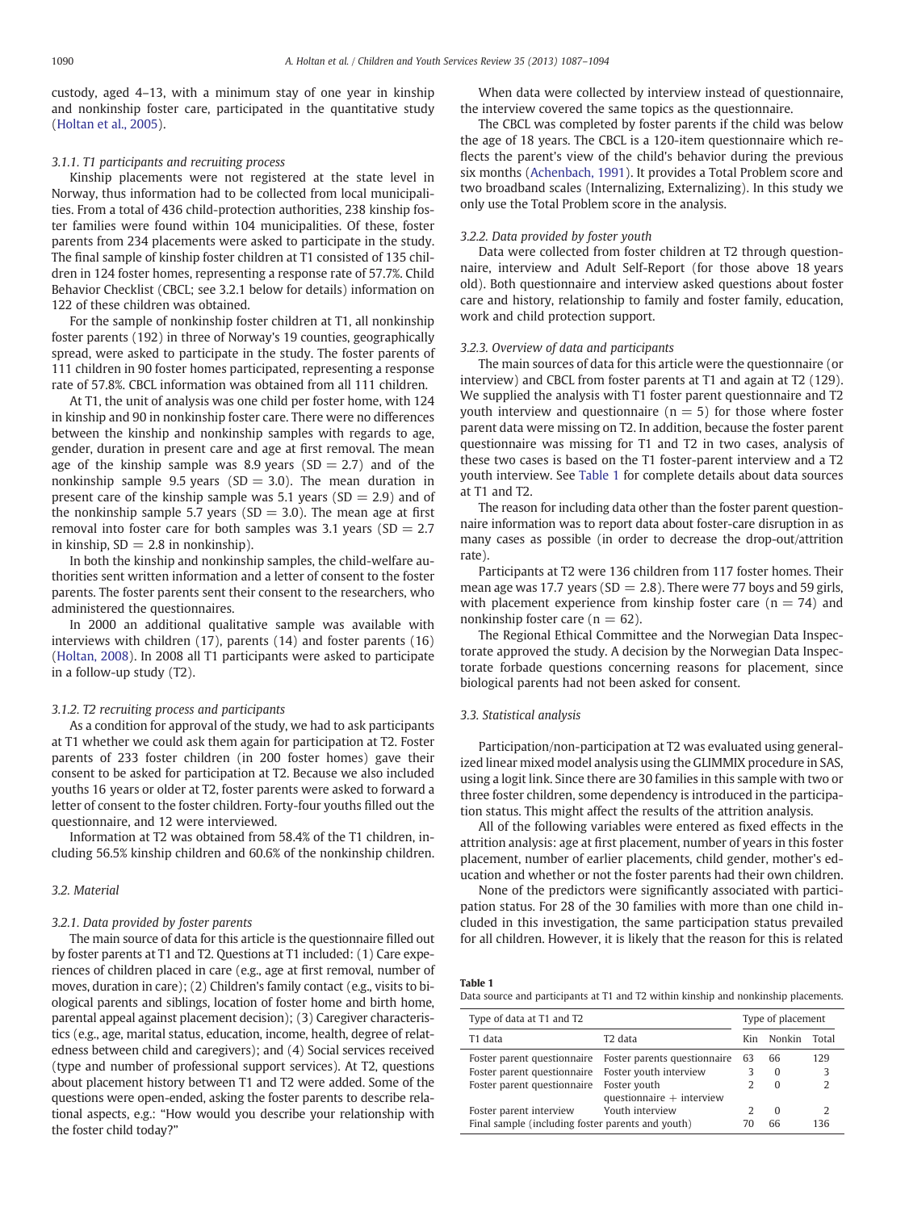custody, aged 4–13, with a minimum stay of one year in kinship and nonkinship foster care, participated in the quantitative study (Holtan et al., 2005).

#### 3.1.1. T1 participants and recruiting process

Kinship placements were not registered at the state level in Norway, thus information had to be collected from local municipalities. From a total of 436 child-protection authorities, 238 kinship foster families were found within 104 municipalities. Of these, foster parents from 234 placements were asked to participate in the study. The final sample of kinship foster children at T1 consisted of 135 children in 124 foster homes, representing a response rate of 57.7%. Child Behavior Checklist (CBCL; see 3.2.1 below for details) information on 122 of these children was obtained.

For the sample of nonkinship foster children at T1, all nonkinship foster parents (192) in three of Norway's 19 counties, geographically spread, were asked to participate in the study. The foster parents of 111 children in 90 foster homes participated, representing a response rate of 57.8%. CBCL information was obtained from all 111 children.

At T1, the unit of analysis was one child per foster home, with 124 in kinship and 90 in nonkinship foster care. There were no differences between the kinship and nonkinship samples with regards to age, gender, duration in present care and age at first removal. The mean age of the kinship sample was 8.9 years (SD = 2.7) and of the nonkinship sample 9.5 years (SD = 3.0). The mean duration in present care of the kinship sample was 5.1 years (SD = 2.9) and of the nonkinship sample 5.7 years (SD = 3.0). The mean age at first removal into foster care for both samples was 3.1 years (SD = 2.7 in kinship, SD = 2.8 in nonkinship).

In both the kinship and nonkinship samples, the child-welfare authorities sent written information and a letter of consent to the foster parents. The foster parents sent their consent to the researchers, who administered the questionnaires.

In 2000 an additional qualitative sample was available with interviews with children (17), parents (14) and foster parents (16) (Holtan, 2008). In 2008 all T1 participants were asked to participate in a follow-up study (T2).

#### 3.1.2. T2 recruiting process and participants

As a condition for approval of the study, we had to ask participants at T1 whether we could ask them again for participation at T2. Foster parents of 233 foster children (in 200 foster homes) gave their consent to be asked for participation at T2. Because we also included youths 16 years or older at T2, foster parents were asked to forward a letter of consent to the foster children. Forty-four youths filled out the questionnaire, and 12 were interviewed.

Information at T2 was obtained from 58.4% of the T1 children, including 56.5% kinship children and 60.6% of the nonkinship children.

### 3.2. Material

#### 3.2.1. Data provided by foster parents

The main source of data for this article is the questionnaire filled out by foster parents at T1 and T2. Questions at T1 included: (1) Care experiences of children placed in care (e.g., age at first removal, number of moves, duration in care); (2) Children's family contact (e.g., visits to biological parents and siblings, location of foster home and birth home, parental appeal against placement decision); (3) Caregiver characteristics (e.g., age, marital status, education, income, health, degree of relatedness between child and caregivers); and (4) Social services received (type and number of professional support services). At T2, questions about placement history between T1 and T2 were added. Some of the questions were open-ended, asking the foster parents to describe relational aspects, e.g.: "How would you describe your relationship with the foster child today?"

When data were collected by interview instead of questionnaire, the interview covered the same topics as the questionnaire.

The CBCL was completed by foster parents if the child was below the age of 18 years. The CBCL is a 120-item questionnaire which reflects the parent's view of the child's behavior during the previous six months (Achenbach, 1991). It provides a Total Problem score and two broadband scales (Internalizing, Externalizing). In this study we only use the Total Problem score in the analysis.

#### 3.2.2. Data provided by foster youth

Data were collected from foster children at T2 through questionnaire, interview and Adult Self-Report (for those above 18 years old). Both questionnaire and interview asked questions about foster care and history, relationship to family and foster family, education, work and child protection support.

#### 3.2.3. Overview of data and participants

The main sources of data for this article were the questionnaire (or interview) and CBCL from foster parents at T1 and again at T2 (129). We supplied the analysis with T1 foster parent questionnaire and T2 youth interview and questionnaire (n = 5) for those where foster parent data were missing on T2. In addition, because the foster parent questionnaire was missing for T1 and T2 in two cases, analysis of these two cases is based on the T1 foster-parent interview and a T2 youth interview. See Table 1 for complete details about data sources at T1 and T2.

The reason for including data other than the foster parent questionnaire information was to report data about foster-care disruption in as many cases as possible (in order to decrease the drop-out/attrition rate).

Participants at T2 were 136 children from 117 foster homes. Their mean age was 17.7 years (SD = 2.8). There were 77 boys and 59 girls, with placement experience from kinship foster care (n = 74) and nonkinship foster care (n = 62).

The Regional Ethical Committee and the Norwegian Data Inspectorate approved the study. A decision by the Norwegian Data Inspectorate forbade questions concerning reasons for placement, since biological parents had not been asked for consent.

### 3.3. Statistical analysis

Participation/non-participation at T2 was evaluated using generalized linear mixed model analysis using the GLIMMIX procedure in SAS, using a logit link. Since there are 30 families in this sample with two or three foster children, some dependency is introduced in the participation status. This might affect the results of the attrition analysis.

All of the following variables were entered as fixed effects in the attrition analysis: age at first placement, number of years in this foster placement, number of earlier placements, child gender, mother's education and whether or not the foster parents had their own children.

None of the predictors were significantly associated with participation status. For 28 of the 30 families with more than one child included in this investigation, the same participation status prevailed for all children. However, it is likely that the reason for this is related

**Table 1**
Data source and participants at T1 and T2 within kinship and nonkinship placements.

| Type of data at T1 and T2 | | Type of placement | | |
|---|---|---|---|---|
| T1 data | T2 data | Kin | Nonkin | Total |
| Foster parent questionnaire | Foster parents questionnaire | 63 | 66 | 129 |
| Foster parent questionnaire | Foster youth interview | 3 | 0 | 3 |
| Foster parent questionnaire | Foster youth questionnaire + interview | 2 | 0 | 2 |
| Foster parent interview | Youth interview | 2 | 0 | 2 |
| Final sample (including foster parents and youth) | | 70 | 66 | 136 |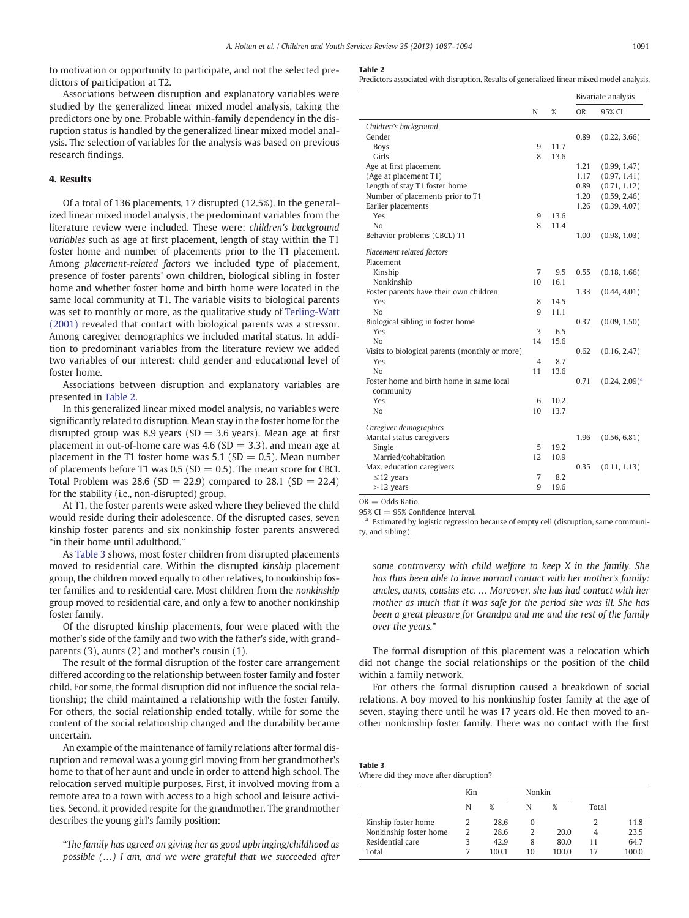to motivation or opportunity to participate, and not the selected predictors of participation at T2.

Associations between disruption and explanatory variables were studied by the generalized linear mixed model analysis, taking the predictors one by one. Probable within-family dependency in the disruption status is handled by the generalized linear mixed model analysis. The selection of variables for the analysis was based on previous research findings.

## 4. Results

Of a total of 136 placements, 17 disrupted (12.5%). In the generalized linear mixed model analysis, the predominant variables from the literature review were included. These were: *children's background variables* such as age at first placement, length of stay within the T1 foster home and number of placements prior to the T1 placement. Among *placement-related factors* we included type of placement, presence of foster parents' own children, biological sibling in foster home and whether foster home and birth home were located in the same local community at T1. The variable visits to biological parents was set to monthly or more, as the qualitative study of Terling-Watt (2001) revealed that contact with biological parents was a stressor. Among caregiver demographics we included marital status. In addition to predominant variables from the literature review we added two variables of our interest: child gender and educational level of foster home.

Associations between disruption and explanatory variables are presented in Table 2.

In this generalized linear mixed model analysis, no variables were significantly related to disruption. Mean stay in the foster home for the disrupted group was 8.9 years (SD = 3.6 years). Mean age at first placement in out-of-home care was 4.6 (SD = 3.3), and mean age at placement in the T1 foster home was 5.1 (SD = 0.5). Mean number of placements before T1 was 0.5 (SD = 0.5). The mean score for CBCL Total Problem was 28.6 (SD = 22.9) compared to 28.1 (SD = 22.4) for the stability (i.e., non-disrupted) group.

At T1, the foster parents were asked where they believed the child would reside during their adolescence. Of the disrupted cases, seven kinship foster parents and six nonkinship foster parents answered "in their home until adulthood."

As Table 3 shows, most foster children from disrupted placements moved to residential care. Within the disrupted *kinship* placement group, the children moved equally to other relatives, to nonkinship foster families and to residential care. Most children from the *nonkinship* group moved to residential care, and only a few to another nonkinship foster family.

Of the disrupted kinship placements, four were placed with the mother's side of the family and two with the father's side, with grandparents (3), aunts (2) and mother's cousin (1).

The result of the formal disruption of the foster care arrangement differed according to the relationship between foster family and foster child. For some, the formal disruption did not influence the social relationship; the child maintained a relationship with the foster family. For others, the social relationship ended totally, while for some the content of the social relationship changed and the durability became uncertain.

An example of the maintenance of family relations after formal disruption and removal was a young girl moving from her grandmother's home to that of her aunt and uncle in order to attend high school. The relocation served multiple purposes. First, it involved moving from a remote area to a town with access to a high school and leisure activities. Second, it provided respite for the grandmother. The grandmother describes the young girl's family position:

"*The family has agreed on giving her as good upbringing/childhood as possible (…) I am, and we were grateful that we succeeded after some controversy with child welfare to keep X in the family. She has thus been able to have normal contact with her mother's family: uncles, aunts, cousins etc. … Moreover, she has had contact with her mother as much that it was safe for the period she was ill. She has been a great pleasure for Grandpa and me and the rest of the family over the years.*"

The formal disruption of this placement was a relocation which did not change the social relationships or the position of the child within a family network.

For others the formal disruption caused a breakdown of social relations. A boy moved to his nonkinship foster family at the age of seven, staying there until he was 17 years old. He then moved to another nonkinship foster family. There was no contact with the first

**Table 2**
Predictors associated with disruption. Results of generalized linear mixed model analysis.

| | N | % | Bivariate analysis OR | 95% CI |
|---|---|---|---|---|
| *Children's background* | | | | |
| Gender | | | 0.89 | (0.22, 3.66) |
| Boys | 9 | 11.7 | | |
| Girls | 8 | 13.6 | | |
| Age at first placement | | | 1.21 | (0.99, 1.47) |
| (Age at placement T1) | | | 1.17 | (0.97, 1.41) |
| Length of stay T1 foster home | | | 0.89 | (0.71, 1.12) |
| Number of placements prior to T1 | | | 1.20 | (0.59, 2.46) |
| Earlier placements | | | 1.26 | (0.39, 4.07) |
| Yes | 9 | 13.6 | | |
| No | 8 | 11.4 | | |
| Behavior problems (CBCL) T1 | | | 1.00 | (0.98, 1.03) |
| *Placement related factors* | | | | |
| Placement | | | | |
| Kinship | 7 | 9.5 | 0.55 | (0.18, 1.66) |
| Nonkinship | 10 | 16.1 | | |
| Foster parents have their own children | | | 1.33 | (0.44, 4.01) |
| Yes | 8 | 14.5 | | |
| No | 9 | 11.1 | | |
| Biological sibling in foster home | | | 0.37 | (0.09, 1.50) |
| Yes | 3 | 6.5 | | |
| No | 14 | 15.6 | | |
| Visits to biological parents (monthly or more) | | | 0.62 | (0.16, 2.47) |
| Yes | 4 | 8.7 | | |
| No | 11 | 13.6 | | |
| Foster home and birth home in same local community | | | 0.71 | (0.24, 2.09)[a] |
| Yes | 6 | 10.2 | | |
| No | 10 | 13.7 | | |
| *Caregiver demographics* | | | | |
| Marital status caregivers | | | 1.96 | (0.56, 6.81) |
| Single | 5 | 19.2 | | |
| Married/cohabitation | 12 | 10.9 | | |
| Max. education caregivers | | | 0.35 | (0.11, 1.13) |
| ≤12 years | 7 | 8.2 | | |
| >12 years | 9 | 19.6 | | |

OR = Odds Ratio.
95% CI = 95% Confidence Interval.
[a] Estimated by logistic regression because of empty cell (disruption, same community, and sibling).

**Table 3**
Where did they move after disruption?

| | Kin N | Kin % | Nonkin N | Nonkin % | Total N | Total % |
|---|---|---|---|---|---|---|
| Kinship foster home | 2 | 28.6 | 0 | | 2 | 11.8 |
| Nonkinship foster home | 2 | 28.6 | 2 | 20.0 | 4 | 23.5 |
| Residential care | 3 | 42.9 | 8 | 80.0 | 11 | 64.7 |
| Total | 7 | 100.1 | 10 | 100.0 | 17 | 100.0 |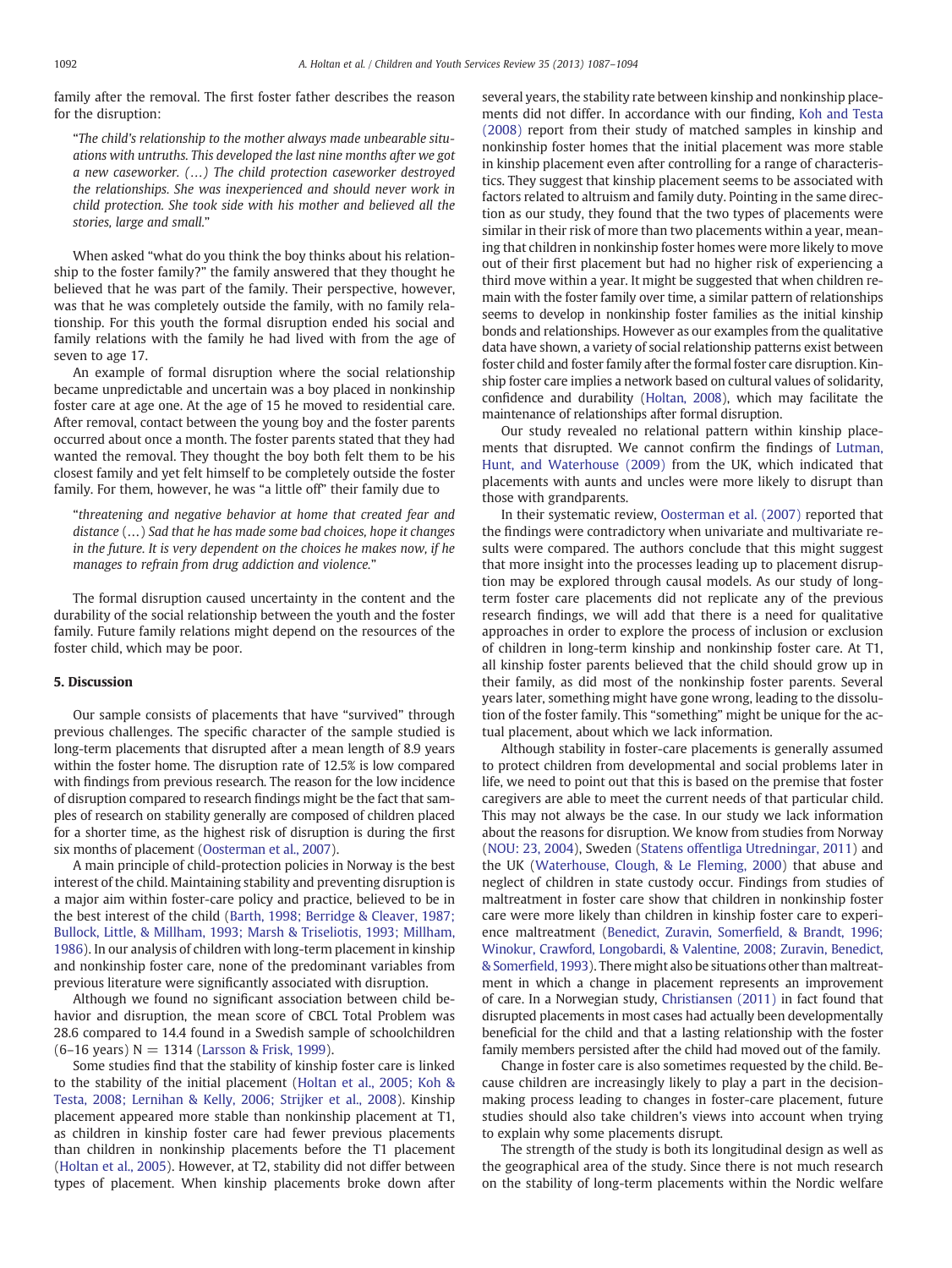family after the removal. The first foster father describes the reason for the disruption:

> "*The child's relationship to the mother always made unbearable situations with untruths. This developed the last nine months after we got a new caseworker. (…) The child protection caseworker destroyed the relationships. She was inexperienced and should never work in child protection. She took side with his mother and believed all the stories, large and small.*"

When asked "what do you think the boy thinks about his relationship to the foster family?" the family answered that they thought he believed that he was part of the family. Their perspective, however, was that he was completely outside the family, with no family relationship. For this youth the formal disruption ended his social and family relations with the family he had lived with from the age of seven to age 17.

An example of formal disruption where the social relationship became unpredictable and uncertain was a boy placed in nonkinship foster care at age one. At the age of 15 he moved to residential care. After removal, contact between the young boy and the foster parents occurred about once a month. The foster parents stated that they had wanted the removal. They thought the boy both felt them to be his closest family and yet felt himself to be completely outside the foster family. For them, however, he was "a little off" their family due to

> "*threatening and negative behavior at home that created fear and distance (…) Sad that he has made some bad choices, hope it changes in the future. It is very dependent on the choices he makes now, if he manages to refrain from drug addiction and violence.*"

The formal disruption caused uncertainty in the content and the durability of the social relationship between the youth and the foster family. Future family relations might depend on the resources of the foster child, which may be poor.

## 5. Discussion

Our sample consists of placements that have "survived" through previous challenges. The specific character of the sample studied is long-term placements that disrupted after a mean length of 8.9 years within the foster home. The disruption rate of 12.5% is low compared with findings from previous research. The reason for the low incidence of disruption compared to research findings might be the fact that samples of research on stability generally are composed of children placed for a shorter time, as the highest risk of disruption is during the first six months of placement (Oosterman et al., 2007).

A main principle of child-protection policies in Norway is the best interest of the child. Maintaining stability and preventing disruption is a major aim within foster-care policy and practice, believed to be in the best interest of the child (Barth, 1998; Berridge & Cleaver, 1987; Bullock, Little, & Millham, 1993; Marsh & Triseliotis, 1993; Millham, 1986). In our analysis of children with long-term placement in kinship and nonkinship foster care, none of the predominant variables from previous literature were significantly associated with disruption.

Although we found no significant association between child behavior and disruption, the mean score of CBCL Total Problem was 28.6 compared to 14.4 found in a Swedish sample of schoolchildren (6–16 years) N = 1314 (Larsson & Frisk, 1999).

Some studies find that the stability of kinship foster care is linked to the stability of the initial placement (Holtan et al., 2005; Koh & Testa, 2008; Lernihan & Kelly, 2006; Strijker et al., 2008). Kinship placement appeared more stable than nonkinship placement at T1, as children in kinship foster care had fewer previous placements than children in nonkinship placements before the T1 placement (Holtan et al., 2005). However, at T2, stability did not differ between types of placement. When kinship placements broke down after several years, the stability rate between kinship and nonkinship placements did not differ. In accordance with our finding, Koh and Testa (2008) report from their study of matched samples in kinship and nonkinship foster homes that the initial placement was more stable in kinship placement even after controlling for a range of characteristics. They suggest that kinship placement seems to be associated with factors related to altruism and family duty. Pointing in the same direction as our study, they found that the two types of placements were similar in their risk of more than two placements within a year, meaning that children in nonkinship foster homes were more likely to move out of their first placement but had no higher risk of experiencing a third move within a year. It might be suggested that when children remain with the foster family over time, a similar pattern of relationships seems to develop in nonkinship foster families as the initial kinship bonds and relationships. However as our examples from the qualitative data have shown, a variety of social relationship patterns exist between foster child and foster family after the formal foster care disruption. Kinship foster care implies a network based on cultural values of solidarity, confidence and durability (Holtan, 2008), which may facilitate the maintenance of relationships after formal disruption.

Our study revealed no relational pattern within kinship placements that disrupted. We cannot confirm the findings of Lutman, Hunt, and Waterhouse (2009) from the UK, which indicated that placements with aunts and uncles were more likely to disrupt than those with grandparents.

In their systematic review, Oosterman et al. (2007) reported that the findings were contradictory when univariate and multivariate results were compared. The authors conclude that this might suggest that more insight into the processes leading up to placement disruption may be explored through causal models. As our study of long-term foster care placements did not replicate any of the previous research findings, we will add that there is a need for qualitative approaches in order to explore the process of inclusion or exclusion of children in long-term kinship and nonkinship foster care. At T1, all kinship foster parents believed that the child should grow up in their family, as did most of the nonkinship foster parents. Several years later, something might have gone wrong, leading to the dissolution of the foster family. This "something" might be unique for the actual placement, about which we lack information.

Although stability in foster-care placements is generally assumed to protect children from developmental and social problems later in life, we need to point out that this is based on the premise that foster caregivers are able to meet the current needs of that particular child. This may not always be the case. In our study we lack information about the reasons for disruption. We know from studies from Norway (NOU: 23, 2004), Sweden (Statens offentliga Utredningar, 2011) and the UK (Waterhouse, Clough, & Le Fleming, 2000) that abuse and neglect of children in state custody occur. Findings from studies of maltreatment in foster care show that children in nonkinship foster care were more likely than children in kinship foster care to experience maltreatment (Benedict, Zuravin, Somerfield, & Brandt, 1996; Winokur, Crawford, Longobardi, & Valentine, 2008; Zuravin, Benedict, & Somerfield, 1993). There might also be situations other than maltreatment in which a change in placement represents an improvement of care. In a Norwegian study, Christiansen (2011) in fact found that disrupted placements in most cases had actually been developmentally beneficial for the child and that a lasting relationship with the foster family members persisted after the child had moved out of the family.

Change in foster care is also sometimes requested by the child. Because children are increasingly likely to play a part in the decision-making process leading to changes in foster-care placement, future studies should also take children's views into account when trying to explain why some placements disrupt.

The strength of the study is both its longitudinal design as well as the geographical area of the study. Since there is not much research on the stability of long-term placements within the Nordic welfare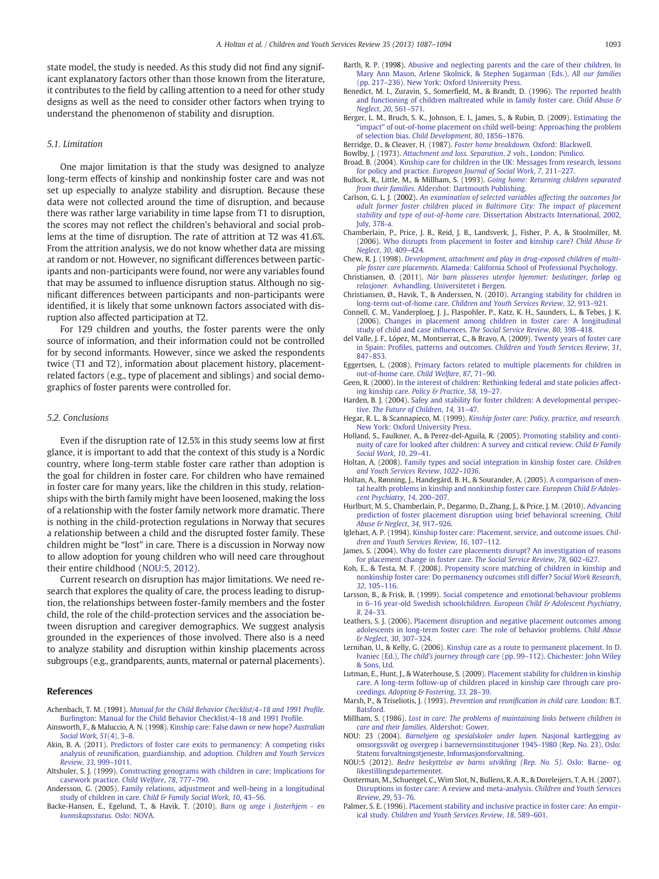state model, the study is needed. As this study did not find any significant explanatory factors other than those known from the literature, it contributes to the field by calling attention to a need for other study designs as well as the need to consider other factors when trying to understand the phenomenon of stability and disruption.

### 5.1. Limitation

One major limitation is that the study was designed to analyze long-term effects of kinship and nonkinship foster care and was not set up especially to analyze stability and disruption. Because these data were not collected around the time of disruption, and because there was rather large variability in time lapse from T1 to disruption, the scores may not reflect the children's behavioral and social problems at the time of disruption. The rate of attrition at T2 was 41.6%. From the attrition analysis, we do not know whether data are missing at random or not. However, no significant differences between participants and non-participants were found, nor were any variables found that may be assumed to influence disruption status. Although no significant differences between participants and non-participants were identified, it is likely that some unknown factors associated with disruption also affected participation at T2.

For 129 children and youths, the foster parents were the only source of information, and their information could not be controlled for by second informants. However, since we asked the respondents twice (T1 and T2), information about placement history, placement-related factors (e.g., type of placement and siblings) and social demographics of foster parents were controlled for.

### 5.2. Conclusions

Even if the disruption rate of 12.5% in this study seems low at first glance, it is important to add that the context of this study is a Nordic country, where long-term stable foster care rather than adoption is the goal for children in foster care. For children who have remained in foster care for many years, like the children in this study, relationships with the birth family might have been loosened, making the loss of a relationship with the foster family network more dramatic. There is nothing in the child-protection regulations in Norway that secures a relationship between a child and the disrupted foster family. These children might be "lost" in care. There is a discussion in Norway now to allow adoption for young children who will need care throughout their entire childhood (NOU:5, 2012).

Current research on disruption has major limitations. We need research that explores the quality of care, the process leading to disruption, the relationships between foster-family members and the foster child, the role of the child-protection services and the association between disruption and caregiver demographics. We suggest analysis grounded in the experiences of those involved. There also is a need to analyze stability and disruption within kinship placements across subgroups (e.g., grandparents, aunts, maternal or paternal placements).

## References

Achenbach, T. M. (1991). *Manual for the Child Behavior Checklist/4–18 and 1991 Profile.* Burlington: Manual for the Child Behavior Checklist/4–18 and 1991 Profile.

Ainsworth, F., & Maluccio, A. N. (1998). Kinship care: False dawn or new hope? *Australian Social Work*, *51*(4), 3–8.

Akin, B. A. (2011). Predictors of foster care exits to permanency: A competing risks analysis of reunification, guardianship, and adoption. *Children and Youth Services Review*, *33*, 999–1011.

Altshuler, S. J. (1999). Constructing genograms with children in care: Implications for casework practice. *Child Welfare*, *78*, 777–790.

Andersson, G. (2005). Family relations, adjustment and well-being in a longitudinal study of children in care. *Child & Family Social Work*, *10*, 43–56.

Backe-Hansen, E., Egelund, T., & Havik, T. (2010). *Barn og unge i fosterhjem - en kunnskapsstatus.* Oslo: NOVA.

Barth, R. P. (1998). Abusive and neglecting parents and the care of their children. In Mary Ann Mason, Arlene Skolnick, & Stephen Sugarman (Eds.), *All our families* (pp. 217–236). New York: Oxford University Press.

Benedict, M. I., Zuravin, S., Somerfield, M., & Brandt, D. (1996). The reported health and functioning of children maltreated while in family foster care. *Child Abuse & Neglect*, *20*, 561–571.

Berger, L. M., Bruch, S. K., Johnson, E. I., James, S., & Rubin, D. (2009). Estimating the "impact" of out-of-home placement on child well-being: Approaching the problem of selection bias. *Child Development*, *80*, 1856–1876.

Berridge, D., & Cleaver, H. (1987). *Foster home breakdown.* Oxford: Blackwell.

Bowlby, J. (1973). *Attachment and loss. Separation, 2 vols.*, London: Pimlico.

Broad, B. (2004). Kinship care for children in the UK: Messages from research, lessons for policy and practice. *European Journal of Social Work*, *7*, 211–227.

Bullock, R., Little, M., & Millham, S. (1993). *Going home: Returning children separated from their families.* Aldershot: Dartmouth Publishing.

Carlson, G. L. J. (2002). *An examination of selected variables affecting the outcomes for adult former foster children placed in Baltimore City: The impact of placement stability and type of out-of-home care.* Dissertation Abstracts International, 2002, July, 378-a.

Chamberlain, P., Price, J. B., Reid, J. B., Landsverk, J., Fisher, P. A., & Stoolmiller, M. (2006). Who disrupts from placement in foster and kinship care? *Child Abuse & Neglect*, *30*, 409–424.

Chew, R. J. (1998). *Development, attachment and play in drug-exposed children of multiple foster care placements.* Alameda: California School of Professional Psychology.

Christiansen, Ø. (2011). *Når barn plasseres utenfor hjemmet: beslutinger, forløp og relasjoner.* Avhandling. Universitetet i Bergen.

Christiansen, Ø., Havik, T., & Anderssen, N. (2010). Arranging stability for children in long-term out-of-home care. *Children and Youth Services Review*, *32*, 913–921.

Connell, C. M., Vanderploeg, J. J., Flaspohler, P., Katz, K. H., Saunders, L., & Tebes, J. K. (2006). Changes in placement among children in foster care: A longitudinal study of child and case influences. *The Social Service Review*, *80*, 398–418.

del Valle, J. F., López, M., Montserrat, C., & Bravo, A. (2009). Twenty years of foster care in Spain: Profiles, patterns and outcomes. *Children and Youth Services Review*, *31*, 847–853.

Eggertsen, L. (2008). Primary factors related to multiple placements for children in out-of-home care. *Child Welfare*, *87*, 71–90.

Geen, R. (2000). In the interest of children: Rethinking federal and state policies affecting kinship care. *Policy & Practice*, *58*, 19–27.

Harden, B. J. (2004). Safey and stability for foster children: A developmental perspective. *The Future of Children*, *14*, 31–47.

Hegar, R. L., & Scannapieco, M. (1999). *Kinship foster care: Policy, practice, and research.* New York: Oxford University Press.

Holland, S., Faulkner, A., & Perez-del-Aguila, R. (2005). Promoting stability and continuity of care for looked after children: A survey and critical review. *Child & Family Social Work*, *10*, 29–41.

Holtan, A. (2008). Family types and social integration in kinship foster care. *Children and Youth Services Review*, *1022–1036*.

Holtan, A., Rønning, J., Handegård, B. H., & Sourander, A. (2005). A comparison of mental health problems in kinship and nonkinship foster care. *European Child & Adolescent Psychiatry*, *14*, 200–207.

Hurlburt, M. S., Chamberlain, P., Degarmo, D., Zhang, J., & Price, J. M. (2010). Advancing prediction of foster placement disruption using brief behavioral screening. *Child Abuse & Neglect*, *34*, 917–926.

Iglehart, A. P. (1994). Kinship foster care: Placement, service, and outcome issues. *Children and Youth Services Review*, *16*, 107–112.

James, S. (2004). Why do foster care placements disrupt? An investigation of reasons for placement change in foster care. *The Social Service Review*, *78*, 602–627.

Koh, E., & Testa, M. F. (2008). Propensity score matching of children in kinship and nonkinship foster care: Do permanency outcomes still differ? *Social Work Research*, *32*, 105–116.

Larsson, B., & Frisk, B. (1999). Social competence and emotional/behaviour problems in 6–16 year-old Swedish schoolchildren. *European Child & Adolescent Psychiatry*, *8*, 24–33.

Leathers, S. J. (2006). Placement disruption and negative placement outcomes among adolescents in long-term foster care: The role of behavior problems. *Child Abuse & Neglect*, *30*, 307–324.

Lernihan, U., & Kelly, G. (2006). Kinship care as a route to permanent placement. In D. Ivaniec (Ed.), *The child's journey through care* (pp. 99–112). Chichester: John Wiley & Sons, Ltd.

Lutman, E., Hunt, J., & Waterhouse, S. (2009). Placement stability for children in kinship care. A long-term follow-up of children placed in kinship care through care proceedings. *Adopting & Fostering*, *33*, 28–39.

Marsh, P., & Triseliotis, J. (1993). *Prevention and reunification in child care.* London: B.T. Batsford.

Millham, S. (1986). *Lost in care: The problems of maintaining links between children in care and their families.* Aldershot: Gower.

NOU: 23 (2004). *Barnehjem og spesialskoler under lupen.* Nasjonal kartlegging av omsorgssvikt og overgrep i barnevernsinstitusjoner 1945–1980 (Rep. No. 23). Oslo: Statens forvaltningstjeneste, Informasjonsforvaltning.

NOU:5 (2012). *Bedre beskyttelse av barns utvikling (Rep. No. 5).* Oslo: Barne- og likestillingsdepartementet.

Oosterman, M., Schuengel, C., Wim Slot, N., Bullens, R. A. R., & Doreleijers, T. A. H. (2007). Disruptions in foster care: A review and meta-analysis. *Children and Youth Services Review*, *29*, 53–76.

Palmer, S. E. (1996). Placement stability and inclusive practice in foster care: An empirical study. *Children and Youth Services Review*, *18*, 589–601.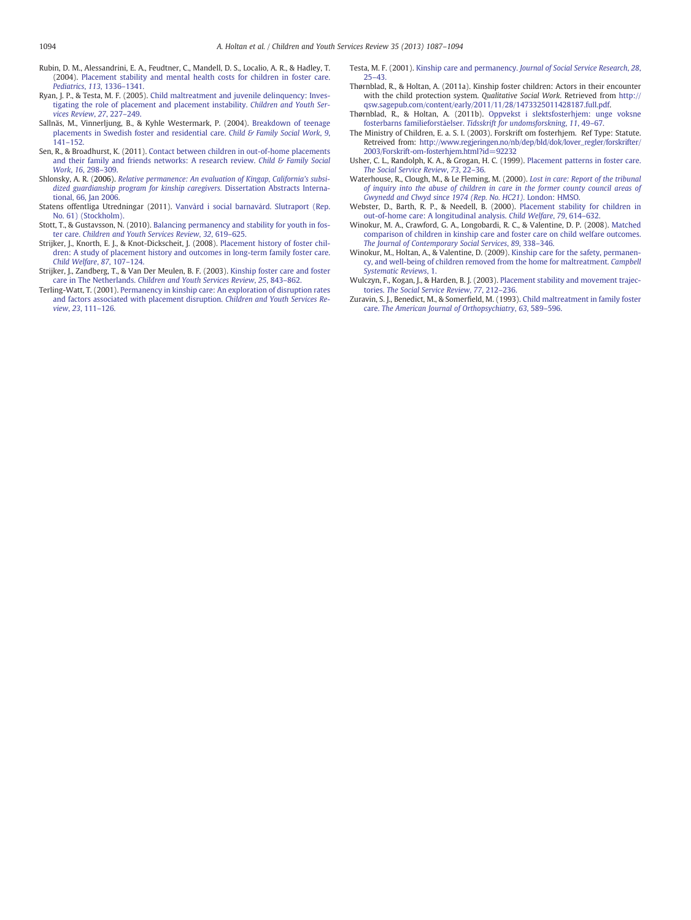Rubin, D. M., Alessandrini, E. A., Feudtner, C., Mandell, D. S., Localio, A. R., & Hadley, T. (2004). Placement stability and mental health costs for children in foster care. *Pediatrics*, *113*, 1336–1341.

Ryan, J. P., & Testa, M. F. (2005). Child maltreatment and juvenile delinquency: Investigating the role of placement and placement instability. *Children and Youth Services Review*, *27*, 227–249.

Sallnäs, M., Vinnerljung, B., & Kyhle Westermark, P. (2004). Breakdown of teenage placements in Swedish foster and residential care. *Child & Family Social Work*, *9*, 141–152.

Sen, R., & Broadhurst, K. (2011). Contact between children in out-of-home placements and their family and friends networks: A research review. *Child & Family Social Work*, *16*, 298–309.

Shlonsky, A. R. (2006). *Relative permanence: An evaluation of Kingap, California's subsidized guardianship program for kinship caregivers.* Dissertation Abstracts International, 66, Jan 2006.

Statens offentliga Utredningar (2011). Vanvård i social barnavård. Slutraport (Rep. No. 61) (Stockholm).

Stott, T., & Gustavsson, N. (2010). Balancing permanency and stability for youth in foster care. *Children and Youth Services Review*, *32*, 619–625.

Strijker, J., Knorth, E. J., & Knot-Dickscheit, J. (2008). Placement history of foster children: A study of placement history and outcomes in long-term family foster care. *Child Welfare*, *87*, 107–124.

Strijker, J., Zandberg, T., & Van Der Meulen, B. F. (2003). Kinship foster care and foster care in The Netherlands. *Children and Youth Services Review*, *25*, 843–862.

Terling-Watt, T. (2001). Permanency in kinship care: An exploration of disruption rates and factors associated with placement disruption. *Children and Youth Services Review*, *23*, 111–126.

Testa, M. F. (2001). Kinship care and permanency. *Journal of Social Service Research*, *28*, 25–43.

Thørnblad, R., & Holtan, A. (2011a). Kinship foster children: Actors in their encounter with the child protection system. *Qualitative Social Work*. Retrieved from http://qsw.sagepub.com/content/early/2011/11/28/1473325011428187.full.pdf.

Thørnblad, R., & Holtan, A. (2011b). Oppvekst i slektsfosterhjem: unge voksne fosterbarns familieforståelser. *Tidsskrift for undomsforskning*, *11*, 49–67.

The Ministry of Children, E. a. S. I. (2003). Forskrift om fosterhjem. Ref Type: Statute. Retreived from: http://www.regjeringen.no/nb/dep/bld/dok/lover_regler/forskrifter/2003/Forskrift-om-fosterhjem.html?id=92232

Usher, C. L., Randolph, K. A., & Grogan, H. C. (1999). Placement patterns in foster care. *The Social Service Review*, *73*, 22–36.

Waterhouse, R., Clough, M., & Le Fleming, M. (2000). *Lost in care: Report of the tribunal of inquiry into the abuse of children in care in the former county council areas of Gwynedd and Clwyd since 1974 (Rep. No. HC21)*. London: HMSO.

Webster, D., Barth, R. P., & Needell, B. (2000). Placement stability for children in out-of-home care: A longitudinal analysis. *Child Welfare*, *79*, 614–632.

Winokur, M. A., Crawford, G. A., Longobardi, R. C., & Valentine, D. P. (2008). Matched comparison of children in kinship care and foster care on child welfare outcomes. *The Journal of Contemporary Social Services*, *89*, 338–346.

Winokur, M., Holtan, A., & Valentine, D. (2009). Kinship care for the safety, permanency, and well-being of children removed from the home for maltreatment. *Campbell Systematic Reviews*, 1.

Wulczyn, F., Kogan, J., & Harden, B. J. (2003). Placement stability and movement trajectories. *The Social Service Review*, *77*, 212–236.

Zuravin, S. J., Benedict, M., & Somerfield, M. (1993). Child maltreatment in family foster care. *The American Journal of Orthopsychiatry*, *63*, 589–596.